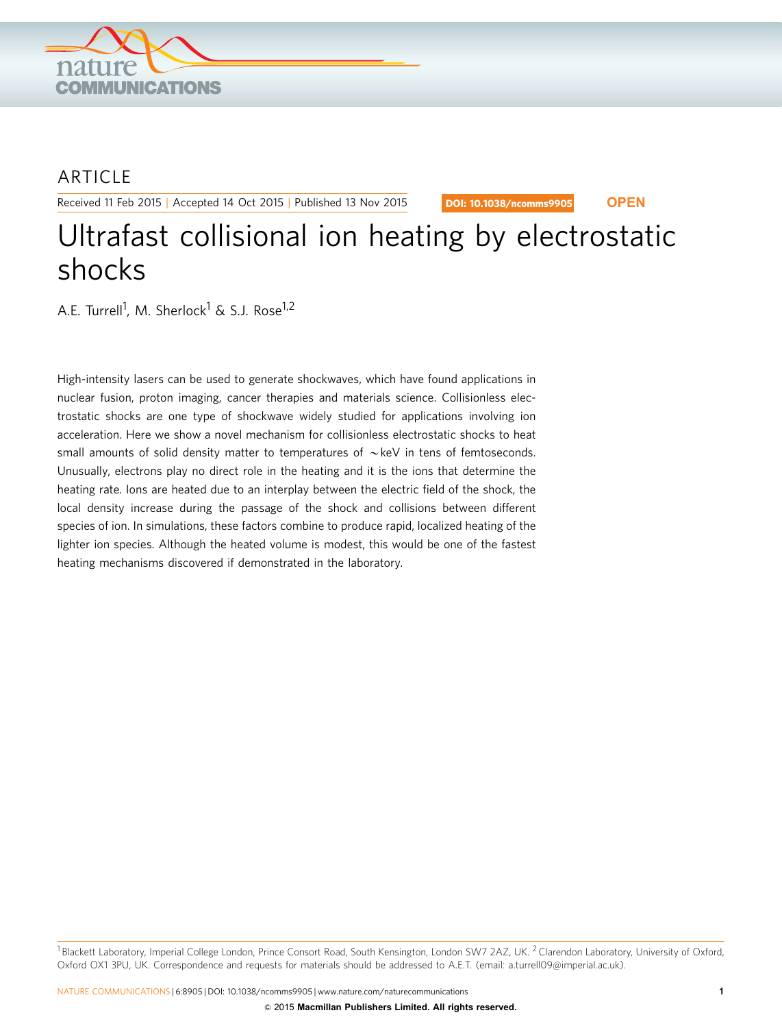ARTICLE

Received 11 Feb 2015 | Accepted 14 Oct 2015 | Published 13 Nov 2015

DOI: 10.1038/ncomms9905 **OPEN**

# Ultrafast collisional ion heating by electrostatic shocks

A.E. Turrell[1], M. Sherlock[1] & S.J. Rose[1,2]

High-intensity lasers can be used to generate shockwaves, which have found applications in nuclear fusion, proton imaging, cancer therapies and materials science. Collisionless electrostatic shocks are one type of shockwave widely studied for applications involving ion acceleration. Here we show a novel mechanism for collisionless electrostatic shocks to heat small amounts of solid density matter to temperatures of ~keV in tens of femtoseconds. Unusually, electrons play no direct role in the heating and it is the ions that determine the heating rate. Ions are heated due to an interplay between the electric field of the shock, the local density increase during the passage of the shock and collisions between different species of ion. In simulations, these factors combine to produce rapid, localized heating of the lighter ion species. Although the heated volume is modest, this would be one of the fastest heating mechanisms discovered if demonstrated in the laboratory.

[1] Blackett Laboratory, Imperial College London, Prince Consort Road, South Kensington, London SW7 2AZ, UK. [2] Clarendon Laboratory, University of Oxford, Oxford OX1 3PU, UK. Correspondence and requests for materials should be addressed to A.E.T. (email: a.turrell09@imperial.ac.uk).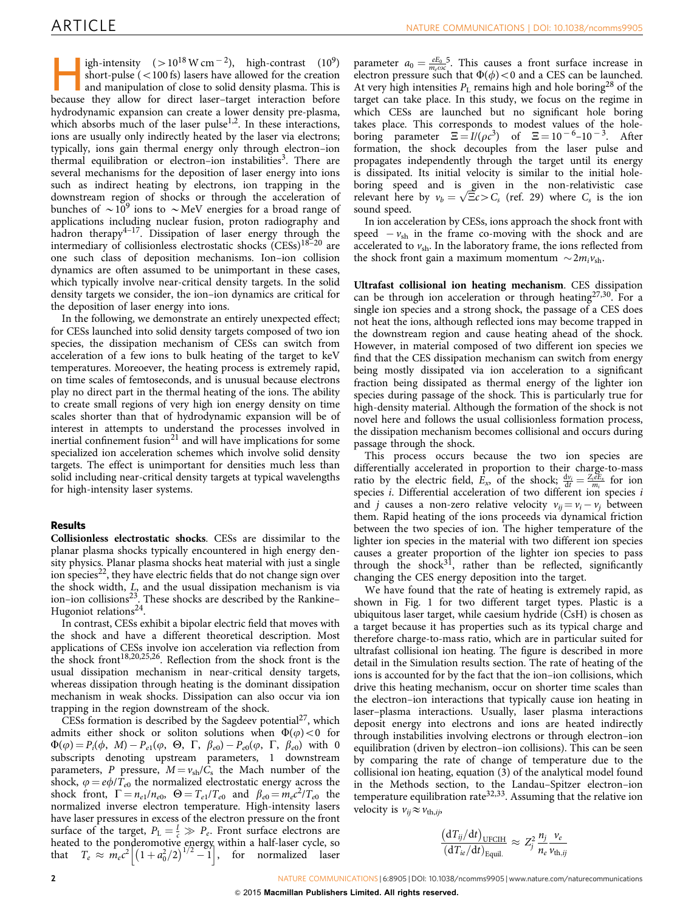High-intensity ($>10^{18}$ W cm$^{-2}$), high-contrast ($10^9$) short-pulse ($<100$ fs) lasers have allowed for the creation and manipulation of close to solid density plasma. This is because they allow for direct laser–target interaction before hydrodynamic expansion can create a lower density pre-plasma, which absorbs much of the laser pulse[1,2]. In these interactions, ions are usually only indirectly heated by the laser via electrons; typically, ions gain thermal energy only through electron–ion thermal equilibration or electron–ion instabilities[3]. There are several mechanisms for the deposition of laser energy into ions such as indirect heating by electrons, ion trapping in the downstream region of shocks or through the acceleration of bunches of $\sim 10^9$ ions to $\sim$MeV energies for a broad range of applications including nuclear fusion, proton radiography and hadron therapy[4–17]. Dissipation of laser energy through the intermediary of collisionless electrostatic shocks (CESs)[18–20] are one such class of deposition mechanisms. Ion–ion collision dynamics are often assumed to be unimportant in these cases, which typically involve near-critical density targets. In the solid density targets we consider, the ion–ion dynamics are critical for the deposition of laser energy into ions.

In the following, we demonstrate an entirely unexpected effect; for CESs launched into solid density targets composed of two ion species, the dissipation mechanism of CESs can switch from acceleration of a few ions to bulk heating of the target to keV temperatures. Moreoever, the heating process is extremely rapid, on time scales of femtoseconds, and is unusual because electrons play no direct part in the thermal heating of the ions. The ability to create small regions of very high ion energy density on time scales shorter than that of hydrodynamic expansion will be of interest in attempts to understand the processes involved in inertial confinement fusion[21] and will have implications for some specialized ion acceleration schemes which involve solid density targets. The effect is unimportant for densities much less than solid including near-critical density targets at typical wavelengths for high-intensity laser systems.

## Results

**Collisionless electrostatic shocks**. CESs are dissimilar to the planar plasma shocks typically encountered in high energy density physics. Planar plasma shocks heat material with just a single ion species[22], they have electric fields that do not change sign over the shock width, $L$, and the usual dissipation mechanism is via ion–ion collisions[23]. These shocks are described by the Rankine–Hugoniot relations[24].

In contrast, CESs exhibit a bipolar electric field that moves with the shock and have a different theoretical description. Most applications of CESs involve ion acceleration via reflection from the shock front[18,20,25,26]. Reflection from the shock front is the usual dissipation mechanism in near-critical density targets, whereas dissipation through heating is the dominant dissipation mechanism in weak shocks. Dissipation can also occur via ion trapping in the region downstream of the shock.

CESs formation is described by the Sagdeev potential[27], which admits either shock or soliton solutions when $\Phi(\varphi)<0$ for $\Phi(\varphi)=P_i(\phi,\ M)-P_{e1}(\varphi,\ \Theta,\ \Gamma,\ \beta_{e0})-P_{e0}(\varphi,\ \Gamma,\ \beta_{e0})$ with 0 subscripts denoting upstream parameters, 1 downstream parameters, $P$ pressure, $M=v_{sh}/C_s$ the Mach number of the shock, $\varphi=e\phi/T_{e0}$ the normalized electrostatic energy across the shock front, $\Gamma=n_{e1}/n_{e0}$, $\Theta=T_{e1}/T_{e0}$ and $\beta_{e0}=m_ec^2/T_{e0}$ the normalized inverse electron temperature. High-intensity lasers have laser pressures in excess of the electron pressure on the front surface of the target, $P_L=\frac{I}{c}\gg P_e$. Front surface electrons are heated to the ponderomotive energy within a half-laser cycle, so that $T_e\approx m_ec^2\left[\left(1+a_0^2/2\right)^{1/2}-1\right]$, for normalized laser parameter $a_0=\frac{eE_0}{m_e\omega c}$[5]. This causes a front surface increase in electron pressure such that $\Phi(\phi)<0$ and a CES can be launched. At very high intensities $P_L$ remains high and hole boring[28] of the target can take place. In this study, we focus on the regime in which CESs are launched but no significant hole boring takes place. This corresponds to modest values of the hole-boring parameter $\Xi=I/(\rho c^3)$ of $\Xi=10^{-6}$–$10^{-3}$. After formation, the shock decouples from the laser pulse and propagates independently through the target until its energy is dissipated. Its initial velocity is similar to the initial hole-boring speed and is given in the non-relativistic case relevant here by $v_b=\sqrt{\Xi}c>C_s$ (ref. 29) where $C_s$ is the ion sound speed.

In ion acceleration by CESs, ions approach the shock front with speed $-v_{sh}$ in the frame co-moving with the shock and are accelerated to $v_{sh}$. In the laboratory frame, the ions reflected from the shock front gain a maximum momentum $\sim 2m_iv_{sh}$.

**Ultrafast collisional ion heating mechanism**. CES dissipation can be through ion acceleration or through heating[27,30]. For a single ion species and a strong shock, the passage of a CES does not heat the ions, although reflected ions may become trapped in the downstream region and cause heating ahead of the shock. However, in material composed of two different ion species we find that the CES dissipation mechanism can switch from energy being mostly dissipated via ion acceleration to a significant fraction being dissipated as thermal energy of the lighter ion species during passage of the shock. This is particularly true for high-density material. Although the formation of the shock is not novel here and follows the usual collisionless formation process, the dissipation mechanism becomes collisional and occurs during passage through the shock.

This process occurs because the two ion species are differentially accelerated in proportion to their charge-to-mass ratio by the electric field, $E_x$, of the shock; $\frac{dv_i}{dt}=\frac{Z_ieE_x}{m_i}$ for ion species $i$. Differential acceleration of two different ion species $i$ and $j$ causes a non-zero relative velocity $v_{ij}=v_i-v_j$ between them. Rapid heating of the ions proceeds via dynamical friction between the two species of ion. The higher temperature of the lighter ion species in the material with two different ion species causes a greater proportion of the lighter ion species to pass through the shock[31], rather than be reflected, significantly changing the CES energy deposition into the target.

We have found that the rate of heating is extremely rapid, as shown in Fig. 1 for two different target types. Plastic is a ubiquitous laser target, while caesium hydride (CsH) is chosen as a target because it has properties such as its typical charge and therefore charge-to-mass ratio, which are in particular suited for ultrafast collisional ion heating. The figure is described in more detail in the Simulation results section. The rate of heating of the ions is accounted for by the fact that the ion–ion collisions, which drive this heating mechanism, occur on shorter time scales than the electron–ion interactions that typically cause ion heating in laser–plasma interactions. Usually, laser plasma interactions deposit energy into electrons and ions are heated indirectly through instabilities involving electrons or through electron–ion equilibration (driven by electron–ion collisions). This can be seen by comparing the rate of change of temperature due to the collisional ion heating, equation (3) of the analytical model found in the Methods section, to the Landau–Spitzer electron–ion temperature equilibration rate[32,33]. Assuming that the relative ion velocity is $v_{ij}\approx v_{\mathrm{th},ij}$,

$$\frac{\left(\mathrm{d}T_{ij}/\mathrm{d}t\right)_{\mathrm{UFCIH}}}{\left(\mathrm{d}T_{ie}/\mathrm{d}t\right)_{\mathrm{Equil.}}}\approx Z_j^2\frac{n_j}{n_e}\frac{v_e}{v_{\mathrm{th},ij}}$$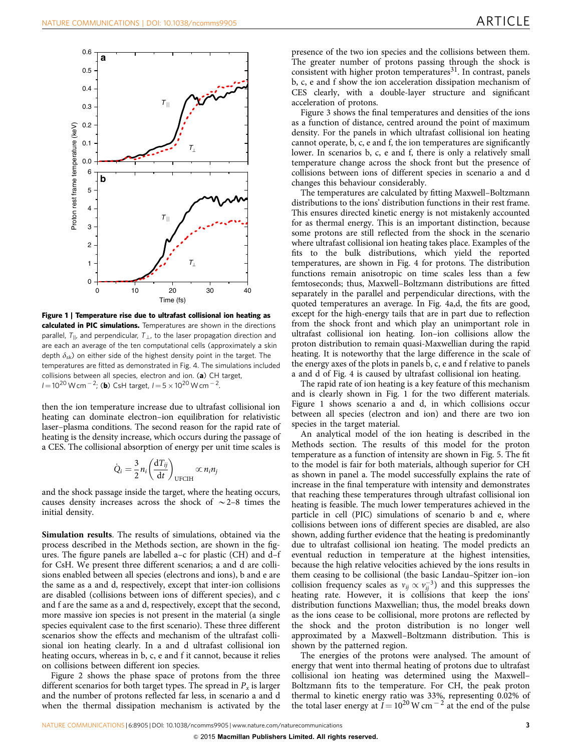0.6
0.5
0.4
0.3
0.2
0.1
0.0
a
$T_{||}$
$T_{\perp}$
6
5
4
3
2
1
0
b
$T_{||}$
$T_{\perp}$
0 10 20 30 40
Time (fs)
Proton rest frame temperature (keV)

**Figure 1 | Temperature rise due to ultrafast collisional ion heating as calculated in PIC simulations.** Temperatures are shown in the directions parallel, $T_{||}$, and perpendicular, $T_{\perp}$, to the laser propagation direction and are each an average of the ten computational cells (approximately a skin depth $\delta_{sk}$) on either side of the highest density point in the target. The temperatures are fitted as demonstrated in Fig. 4. The simulations included collisions between all species, electron and ion. (**a**) CH target, $I = 10^{20}\,\mathrm{W\,cm^{-2}}$; (**b**) CsH target, $I = 5\times10^{20}\,\mathrm{W\,cm^{-2}}$.

then the ion temperature increase due to ultrafast collisional ion heating can dominate electron–ion equilibration for relativistic laser–plasma conditions. The second reason for the rapid rate of heating is the density increase, which occurs during the passage of a CES. The collisional absorption of energy per unit time scales is

$$\dot{Q}_i = \frac{3}{2} n_i \left(\frac{\mathrm{d}T_{ij}}{\mathrm{d}t}\right)_{\mathrm{UFCIH}} \propto n_i n_j$$

and the shock passage inside the target, where the heating occurs, causes density increases across the shock of ~2–8 times the initial density.

**Simulation results**. The results of simulations, obtained via the process described in the Methods section, are shown in the figures. The figure panels are labelled a–c for plastic (CH) and d–f for CsH. We present three different scenarios; a and d are collisions enabled between all species (electrons and ions), b and e are the same as a and d, respectively, except that inter-ion collisions are disabled (collisions between ions of different species), and c and f are the same as a and d, respectively, except that the second, more massive ion species is not present in the material (a single species equivalent case to the first scenario). These three different scenarios show the effects and mechanism of the ultrafast collisional ion heating clearly. In a and d ultrafast collisional ion heating occurs, whereas in b, c, e and f it cannot, because it relies on collisions between different ion species.

Figure 2 shows the phase space of protons from the three different scenarios for both target types. The spread in $P_x$ is larger and the number of protons reflected far less, in scenario a and d when the thermal dissipation mechanism is activated by the presence of the two ion species and the collisions between them. The greater number of protons passing through the shock is consistent with higher proton temperatures[31]. In contrast, panels b, c, e and f show the ion acceleration dissipation mechanism of CES clearly, with a double-layer structure and significant acceleration of protons.

Figure 3 shows the final temperatures and densities of the ions as a function of distance, centred around the point of maximum density. For the panels in which ultrafast collisional ion heating cannot operate, b, c, e and f, the ion temperatures are significantly lower. In scenarios b, c, e and f, there is only a relatively small temperature change across the shock front but the presence of collisions between ions of different species in scenario a and d changes this behaviour considerably.

The temperatures are calculated by fitting Maxwell–Boltzmann distributions to the ions' distribution functions in their rest frame. This ensures directed kinetic energy is not mistakenly accounted for as thermal energy. This is an important distinction, because some protons are still reflected from the shock in the scenario where ultrafast collisional ion heating takes place. Examples of the fits to the bulk distributions, which yield the reported temperatures, are shown in Fig. 4 for protons. The distribution functions remain anisotropic on time scales less than a few femtoseconds; thus, Maxwell–Boltzmann distributions are fitted separately in the parallel and perpendicular directions, with the quoted temperatures an average. In Fig. 4a,d, the fits are good, except for the high-energy tails that are in part due to reflection from the shock front and which play an unimportant role in ultrafast collisional ion heating. Ion–ion collisions allow the proton distribution to remain quasi-Maxwellian during the rapid heating. It is noteworthy that the large difference in the scale of the energy axes of the plots in panels b, c, e and f relative to panels a and d of Fig. 4 is caused by ultrafast collisional ion heating.

The rapid rate of ion heating is a key feature of this mechanism and is clearly shown in Fig. 1 for the two different materials. Figure 1 shows scenario a and d, in which collisions occur between all species (electron and ion) and there are two ion species in the target material.

An analytical model of the ion heating is described in the Methods section. The results of this model for the proton temperature as a function of intensity are shown in Fig. 5. The fit to the model is fair for both materials, although superior for CH as shown in panel a. The model successfully explains the rate of increase in the final temperature with intensity and demonstrates that reaching these temperatures through ultrafast collisional ion heating is feasible. The much lower temperatures achieved in the particle in cell (PIC) simulations of scenario b and e, where collisions between ions of different species are disabled, are also shown, adding further evidence that the heating is predominantly due to ultrafast collisional ion heating. The model predicts an eventual reduction in temperature at the highest intensities, because the high relative velocities achieved by the ions results in them ceasing to be collisional (the basic Landau–Spitzer ion–ion collision frequency scales as $v_{ij} \propto v_{ij}^{-3}$) and this suppresses the heating rate. However, it is collisions that keep the ions' distribution functions Maxwellian; thus, the model breaks down as the ions cease to be collisional, more protons are reflected by the shock and the proton distribution is no longer well approximated by a Maxwell–Boltzmann distribution. This is shown by the patterned region.

The energies of the protons were analysed. The amount of energy that went into thermal heating of protons due to ultrafast collisional ion heating was determined using the Maxwell–Boltzmann fits to the temperature. For CH, the peak proton thermal to kinetic energy ratio was 33%, representing 0.02% of the total laser energy at $I = 10^{20}\,\mathrm{W\,cm^{-2}}$ at the end of the pulse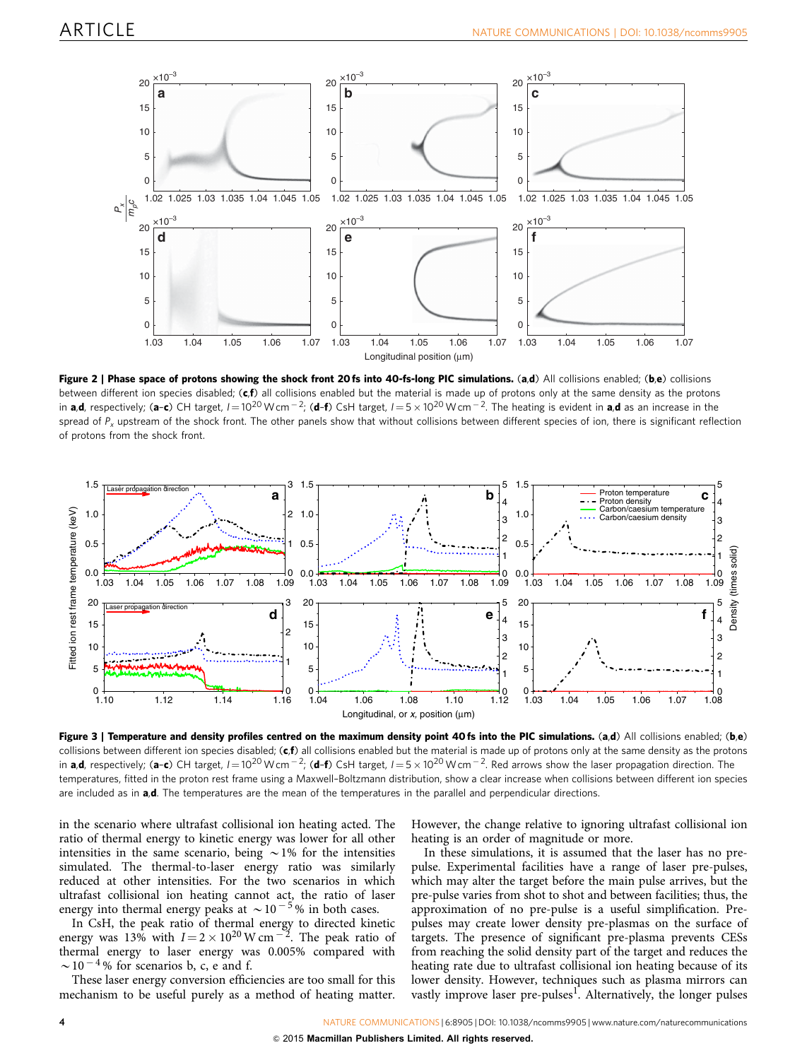**Figure 2 | Phase space of protons showing the shock front 20 fs into 40-fs-long PIC simulations.** (**a**,**d**) All collisions enabled; (**b**,**e**) collisions between different ion species disabled; (**c**,**f**) all collisions enabled but the material is made up of protons only at the same density as the protons in **a**,**d**, respectively; (**a**–**c**) CH target, $I = 10^{20}$ W cm$^{-2}$; (**d**–**f**) CsH target, $I = 5 \times 10^{20}$ W cm$^{-2}$. The heating is evident in **a**,**d** as an increase in the spread of $P_x$ upstream of the shock front. The other panels show that without collisions between different species of ion, there is significant reflection of protons from the shock front.

**Figure 3 | Temperature and density profiles centred on the maximum density point 40 fs into the PIC simulations.** (**a**,**d**) All collisions enabled; (**b**,**e**) collisions between different ion species disabled; (**c**,**f**) all collisions enabled but the material is made up of protons only at the same density as the protons in **a**,**d**, respectively; (**a**–**c**) CH target, $I = 10^{20}$ W cm$^{-2}$; (**d**–**f**) CsH target, $I = 5 \times 10^{20}$ W cm$^{-2}$. Red arrows show the laser propagation direction. The temperatures, fitted in the proton rest frame using a Maxwell–Boltzmann distribution, show a clear increase when collisions between different ion species are included as in **a**,**d**. The temperatures are the mean of the temperatures in the parallel and perpendicular directions.

in the scenario where ultrafast collisional ion heating acted. The ratio of thermal energy to kinetic energy was lower for all other intensities in the same scenario, being $\sim$1% for the intensities simulated. The thermal-to-laser energy ratio was similarly reduced at other intensities. For the two scenarios in which ultrafast collisional ion heating cannot act, the ratio of laser energy into thermal energy peaks at $\sim 10^{-5}$% in both cases.

In CsH, the peak ratio of thermal energy to directed kinetic energy was 13% with $I = 2 \times 10^{20}$ W cm$^{-2}$. The peak ratio of thermal energy to laser energy was 0.005% compared with $\sim 10^{-4}$% for scenarios b, c, e and f.

These laser energy conversion efficiencies are too small for this mechanism to be useful purely as a method of heating matter. However, the change relative to ignoring ultrafast collisional ion heating is an order of magnitude or more.

In these simulations, it is assumed that the laser has no pre-pulse. Experimental facilities have a range of laser pre-pulses, which may alter the target before the main pulse arrives, but the pre-pulse varies from shot to shot and between facilities; thus, the approximation of no pre-pulse is a useful simplification. Pre-pulses may create lower density pre-plasmas on the surface of targets. The presence of significant pre-plasma prevents CESs from reaching the solid density part of the target and reduces the heating rate due to ultrafast collisional ion heating because of its lower density. However, techniques such as plasma mirrors can vastly improve laser pre-pulses[1]. Alternatively, the longer pulses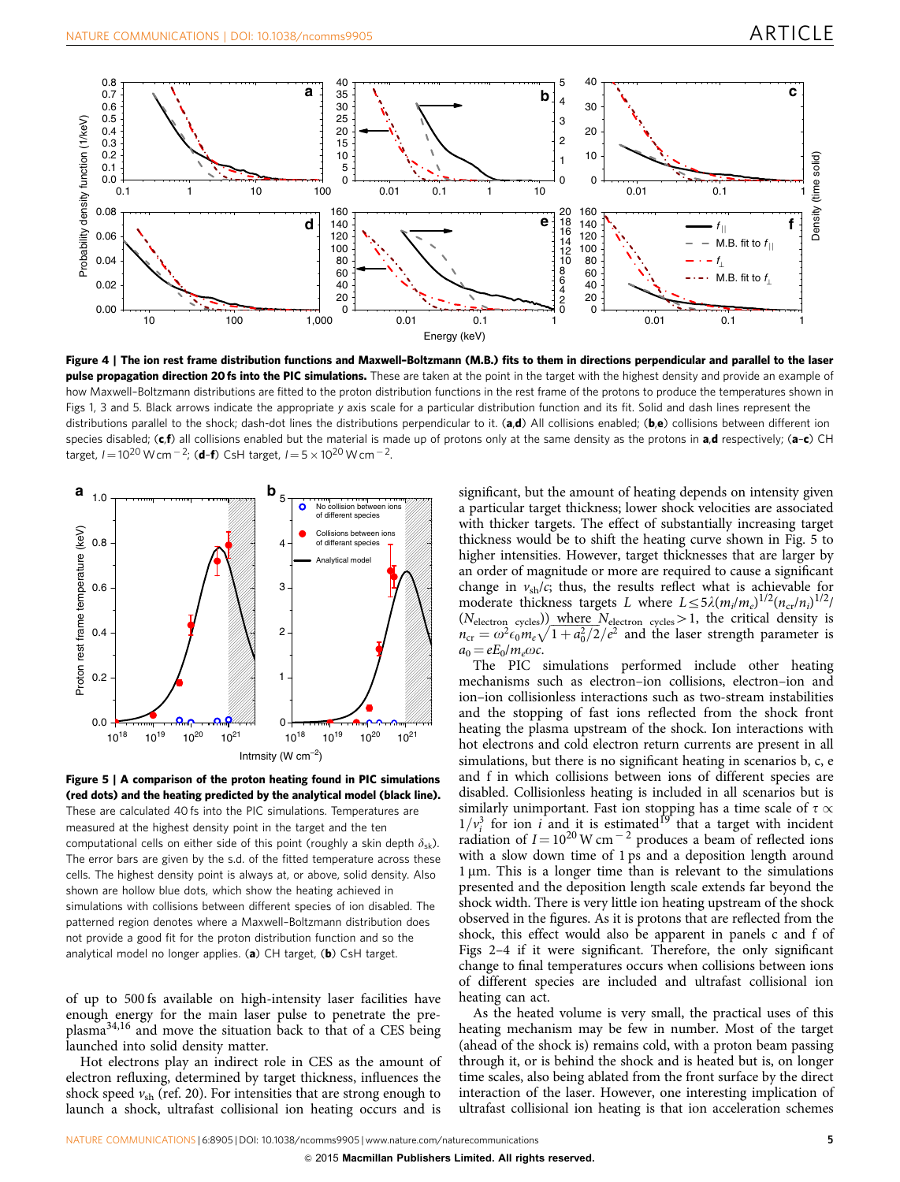**Figure 4 | The ion rest frame distribution functions and Maxwell–Boltzmann (M.B.) fits to them in directions perpendicular and parallel to the laser pulse propagation direction 20 fs into the PIC simulations.** These are taken at the point in the target with the highest density and provide an example of how Maxwell–Boltzmann distributions are fitted to the proton distribution functions in the rest frame of the protons to produce the temperatures shown in Figs 1, 3 and 5. Black arrows indicate the appropriate y axis scale for a particular distribution function and its fit. Solid and dash lines represent the distributions parallel to the shock; dash-dot lines the distributions perpendicular to it. (**a**,**d**) All collisions enabled; (**b**,**e**) collisions between different ion species disabled; (**c**,**f**) all collisions enabled but the material is made up of protons only at the same density as the protons in **a**,**d** respectively; (**a**–**c**) CH target, $I = 10^{20}$ W cm$^{-2}$; (**d**–**f**) CsH target, $I = 5 \times 10^{20}$ W cm$^{-2}$.

**Figure 5 | A comparison of the proton heating found in PIC simulations (red dots) and the heating predicted by the analytical model (black line).** These are calculated 40 fs into the PIC simulations. Temperatures are measured at the highest density point in the target and the ten computational cells on either side of this point (roughly a skin depth $\delta_{sk}$). The error bars are given by the s.d. of the fitted temperature across these cells. The highest density point is always at, or above, solid density. Also shown are hollow blue dots, which show the heating achieved in simulations with collisions between different species of ion disabled. The patterned region denotes where a Maxwell–Boltzmann distribution does not provide a good fit for the proton distribution function and so the analytical model no longer applies. (**a**) CH target, (**b**) CsH target.

of up to 500 fs available on high-intensity laser facilities have enough energy for the main laser pulse to penetrate the pre-plasma[34,16] and move the situation back to that of a CES being launched into solid density matter.

Hot electrons play an indirect role in CES as the amount of electron refluxing, determined by target thickness, influences the shock speed $v_{sh}$ (ref. 20). For intensities that are strong enough to launch a shock, ultrafast collisional ion heating occurs and is significant, but the amount of heating depends on intensity given a particular target thickness; lower shock velocities are associated with thicker targets. The effect of substantially increasing target thickness would be to shift the heating curve shown in Fig. 5 to higher intensities. However, target thicknesses that are larger by an order of magnitude or more are required to cause a significant change in $v_{sh}/c$; thus, the results reflect what is achievable for moderate thickness targets $L$ where $L \lesssim 5\lambda(m_i/m_e)^{1/2}(n_{cr}/n_i)^{1/2}/(N_{\text{electron cycles}})$ where $N_{\text{electron cycles}} > 1$, the critical density is $n_{cr} = \omega^2 \epsilon_0 m_e \sqrt{1 + a_0^2/2}/e^2$ and the laser strength parameter is $a_0 = eE_0/m_e\omega c$.

The PIC simulations performed include other heating mechanisms such as electron–ion collisions, electron–ion and ion–ion collisionless interactions such as two-stream instabilities and the stopping of fast ions reflected from the shock front heating the plasma upstream of the shock. Ion interactions with hot electrons and cold electron return currents are present in all simulations, but there is no significant heating in scenarios b, c, e and f in which collisions between ions of different species are disabled. Collisionless heating is included in all scenarios but is similarly unimportant. Fast ion stopping has a time scale of $\tau \propto 1/v_i^3$ for ion $i$ and it is estimated[19] that a target with incident radiation of $I = 10^{20}$ W cm$^{-2}$ produces a beam of reflected ions with a slow down time of 1 ps and a deposition length around 1 μm. This is a longer time than is relevant to the simulations presented and the deposition length scale extends far beyond the shock width. There is very little ion heating upstream of the shock observed in the figures. As it is protons that are reflected from the shock, this effect would also be apparent in panels c and f of Figs 2–4 if it were significant. Therefore, the only significant change to final temperatures occurs when collisions between ions of different species are included and ultrafast collisional ion heating can act.

As the heated volume is very small, the practical uses of this heating mechanism may be few in number. Most of the target (ahead of the shock is) remains cold, with a proton beam passing through it, or is behind the shock and is heated but is, on longer time scales, also being ablated from the front surface by the direct interaction of the laser. However, one interesting implication of ultrafast collisional ion heating is that ion acceleration schemes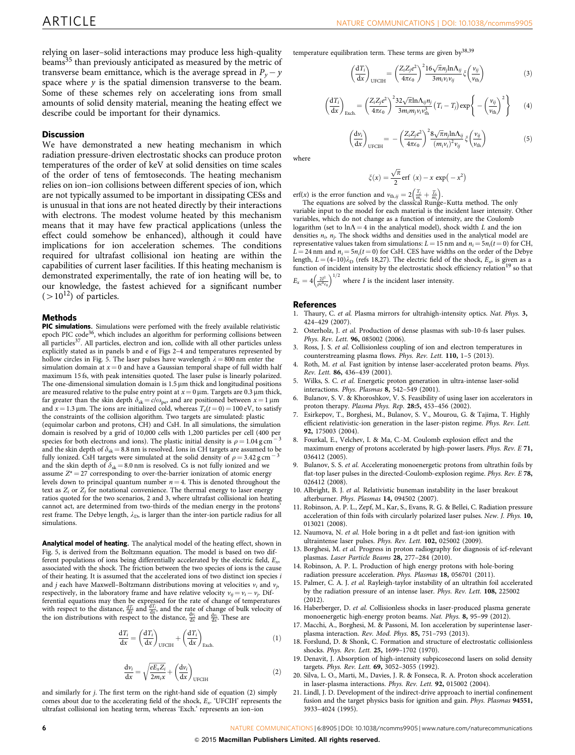relying on laser–solid interactions may produce less high-quality beams[35] than previously anticipated as measured by the metric of transverse beam emittance, which is the average spread in $P_y - y$ space where $y$ is the spatial dimension transverse to the beam. Some of these schemes rely on accelerating ions from small amounts of solid density material, meaning the heating effect we describe could be important for their dynamics.

## Discussion

We have demonstrated a new heating mechanism in which radiation pressure-driven electrostatic shocks can produce proton temperatures of the order of keV at solid densities on time scales of the order of tens of femtoseconds. The heating mechanism relies on ion–ion collisions between different species of ion, which are not typically assumed to be important in dissipating CESs and is unusual in that ions are not heated directly by their interactions with electrons. The modest volume heated by this mechanism means that it may have few practical applications (unless the effect could somehow be enhanced), although it could have implications for ion acceleration schemes. The conditions required for ultrafast collisional ion heating are within the capabilities of current laser facilities. If this heating mechanism is demonstrated experimentally, the rate of ion heating will be, to our knowledge, the fastest achieved for a significant number ($>10^{12}$) of particles.

## Methods

**PIC simulations.** Simulations were perfomed with the freely available relativistic epoch PIC code[36], which includes an algorithm for performing collisions between all particles[37]. All particles, electron and ion, collide with all other particles unless explicitly stated as in panels b and e of Figs 2–4 and temperatures represented by hollow circles in Fig. 5. The laser pulses have wavelength $\lambda = 800$ nm enter the simulation domain at $x = 0$ and have a Gaussian temporal shape of full width half maximum 15 fs, with peak intensities quoted. The laser pulse is linearly polarized. The one-dimensional simulation domain is 1.5 µm thick and longitudinal positions are measured relative to the pulse entry point at $x = 0$ µm. Targets are 0.3 µm thick, far greater than the skin depth $\delta_{sk} = c/\omega_{pe}$, and are positioned between $x = 1$ µm and $x = 1.3$ µm. The ions are initialized cold, whereas $T_e(t=0) = 100$ eV, to satisfy the constraints of the collision algorithm. Two targets are simulated: plastic (equimolar carbon and protons, CH) and CsH. In all simulations, the simulation domain is resolved by a grid of 10,000 cells with 1,200 particles per cell (400 per species for both electrons and ions). The plastic initial density is $\rho = 1.04$ g cm$^{-3}$ and the skin depth of $\delta_{sk} = 8.8$ nm is resolved. Ions in CH targets are assumed to be fully ionized. CsH targets were simulated at the solid density of $\rho = 3.42$ g cm$^{-3}$ and the skin depth of $\delta_{sk} = 8.0$ nm is resolved. Cs is not fully ionized and we assume $Z^* = 27$ corresponding to over-the-barrier ionization of atomic energy levels down to principal quantum number $n = 4$. This is denoted throughout the text as $Z_i$ or $Z_j$ for notational convenience. The thermal energy to laser energy ratios quoted for the two scenarios, 2 and 3, where ultrafast collisional ion heating cannot act, are determined from two-thirds of the median energy in the protons' rest frame. The Debye length, $\lambda_D$, is larger than the inter-ion particle radius for all simulations.

**Analytical model of heating.** The analytical model of the heating effect, shown in Fig. 5, is derived from the Boltzmann equation. The model is based on two different populations of ions being differentially accelerated by the electric field, $E_x$, associated with the shock. The friction between the two species of ions is the cause of their heating. It is assumed that the accelerated ions of two distinct ion species $i$ and $j$ each have Maxwell–Boltzmann distributions moving at velocities $v_i$ and $v_j$, respectively, in the laboratory frame and have relative velocity $v_{ij} = v_i - v_j$. Differential equations may then be expressed for the rate of change of temperatures with respect to the distance, $\frac{dT_i}{dx}$ and $\frac{dT_j}{dx}$, and the rate of change of bulk velocity of the ion distributions with respect to the distance, $\frac{dv_i}{dx}$ and $\frac{dv_j}{dx}$. These are

$$\frac{dT_i}{dx} = \left(\frac{dT_i}{dx}\right)_{\mathrm{UFCIH}} + \left(\frac{dT_i}{dx}\right)_{\mathrm{Exch.}} \quad (1)$$

$$\frac{dv_i}{dx} = \sqrt{\frac{eE_xZ_i}{2m_ix}} + \left(\frac{dv_i}{dx}\right)_{\mathrm{UFCIH}} \quad (2)$$

and similarly for $j$. The first term on the right-hand side of equation (2) simply comes about due to the accelerating field of the shock, $E_x$. 'UFCIH' represents the ultrafast collisional ion heating term, whereas 'Exch.' represents an ion–ion temperature equilibration term. These terms are given by[38,39]

$$\left(\frac{dT_i}{dx}\right)_{\mathrm{UFCIH}} = \left(\frac{Z_iZ_je^2}{4\pi\epsilon_0}\right)^2 \frac{16\sqrt{\pi}n_j\ln\Lambda_{ij}}{3m_iv_iv_{ij}}\xi\left(\frac{v_{ij}}{v_{\mathrm{th}}}\right) \quad (3)$$

$$\left(\frac{dT_i}{dx}\right)_{\mathrm{Exch.}} = \left(\frac{Z_iZ_je^2}{4\pi\epsilon_0}\right)^2 \frac{32\sqrt{\pi}\ln\Lambda_{ij}n_j}{3m_im_jv_iv_{\mathrm{th}}^3}\left(T_i - T_j\right)\exp\left\{-\left(\frac{v_{ij}}{v_{\mathrm{th}}}\right)^2\right\} \quad (4)$$

$$\left(\frac{dv_i}{dx}\right)_{\mathrm{UFCIH}} = -\left(\frac{Z_iZ_je^2}{4\pi\epsilon_0}\right)^2 \frac{8\sqrt{\pi}n_j\ln\Lambda_{ij}}{(m_iv_i)^2v_{ij}}\xi\left(\frac{v_{ij}}{v_{\mathrm{th}}}\right) \quad (5)$$

where

$$\xi(x) = \frac{\sqrt{\pi}}{2}\mathrm{erf}\ (x) - x\ \exp\left(-x^2\right)$$

erf($x$) is the error function and $v_{\mathrm{th},ij} = 2\left(\frac{T_i}{m_i} + \frac{T_j}{m_j}\right)$.

The equations are solved by the classical Runge–Kutta method. The only variable input to the model for each material is the incident laser intensity. Other variables, which do not change as a function of intensity, are the Coulomb logarithm (set to $\ln\Lambda = 4$ in the analytical model), shock width $L$ and the ion densities $n_i$, $n_j$. The shock widths and densities used in the analytical model are representative values taken from simulations: $L = 15$ nm and $n_i = 5n_i(t=0)$ for CH, $L = 24$ nm and $n_i = 5n_i(t=0)$ for CsH. CES have widths on the order of the Debye length, $L = (4–10)\lambda_D$ (refs 18,27). The electric field of the shock, $E_x$, is given as a function of incident intensity by the electrostatic shock efficiency relation[19] so that $E_x = 4\left(\frac{2I^2}{\rho c^4\epsilon_0}\right)^{1/2}$ where $I$ is the incident laser intensity.

## References

1. Thaury, C. *et al.* Plasma mirrors for ultrahigh-intensity optics. *Nat. Phys.* **3,** 424–429 (2007).
2. Osterholz, J. *et al.* Production of dense plasmas with sub-10-fs laser pulses. *Phys. Rev. Lett.* **96,** 085002 (2006).
3. Ross, J. S. *et al.* Collisionless coupling of ion and electron temperatures in counterstreaming plasma flows. *Phys. Rev. Lett.* **110,** 1–5 (2013).
4. Roth, M. *et al.* Fast ignition by intense laser-accelerated proton beams. *Phys. Rev. Lett.* **86,** 436–439 (2001).
5. Wilks, S. C. *et al.* Energetic proton generation in ultra-intense laser-solid interactions. *Phys. Plasmas* **8,** 542–549 (2001).
6. Bulanov, S. V. & Khoroshkov, V. S. Feasibility of using laser ion accelerators in proton therapy. *Plasma Phys. Rep.* **28:5,** 453–456 (2002).
7. Esirkepov, T., Borghesi, M., Bulanov, S. V., Mourou, G. & Tajima, T. Highly efficient relativistic-ion generation in the laser-piston regime. *Phys. Rev. Lett.* **92,** 175003 (2004).
8. Fourkal, E., Velchev, I. & Ma, C.-M. Coulomb explosion effect and the maximum energy of protons accelerated by high-power lasers. *Phys. Rev. E* **71,** 036412 (2005).
9. Bulanov, S. S. *et al.* Accelerating monoenergetic protons from ultrathin foils by flat-top laser pulses in the directed-Coulomb-explosion regime. *Phys. Rev. E* **78,** 026412 (2008).
10. Albright, B. J. *et al.* Relativistic buneman instability in the laser breakout afterburner. *Phys. Plasmas* **14,** 094502 (2007).
11. Robinson, A. P. L., Zepf, M., Kar, S., Evans, R. G. & Bellei, C. Radiation pressure acceleration of thin foils with circularly polarized laser pulses. *New. J. Phys.* **10,** 013021 (2008).
12. Naumova, N. *et al.* Hole boring in a dt pellet and fast-ion ignition with ultraintense laser pulses. *Phys. Rev. Lett.* **102,** 025002 (2009).
13. Borghesi, M. *et al.* Progress in proton radiography for diagnosis of icf-relevant plasmas. *Laser Particle Beams* **28,** 277–284 (2010).
14. Robinson, A. P. L. Production of high energy protons with hole-boring radiation pressure acceleration. *Phys. Plasmas* **18,** 056701 (2011).
15. Palmer, C. A. J. *et al.* Rayleigh-taylor instability of an ultrathin foil accelerated by the radiation pressure of an intense laser. *Phys. Rev. Lett.* **108,** 225002 (2012).
16. Haberberger, D. *et al.* Collisionless shocks in laser-produced plasma generate monoenergetic high-energy proton beams. *Nat. Phys.* **8,** 95–99 (2012).
17. Macchi, A., Borghesi, M. & Passoni, M. Ion acceleration by superintense laser-plasma interaction. *Rev. Mod. Phys.* **85,** 751–793 (2013).
18. Forslund, D. & Shonk, C. Formation and structure of electrostatic collisionless shocks. *Phys. Rev. Lett.* **25,** 1699–1702 (1970).
19. Denavit, J. Absorption of high-intensity subpicosecond lasers on solid density targets. *Phys. Rev. Lett.* **69,** 3052–3055 (1992).
20. Silva, L. O., Marti, M., Davies, J. R. & Fonseca, R. A. Proton shock acceleration in laser-plasma interactions. *Phys. Rev. Lett.* **92,** 015002 (2004).
21. Lindl, J. D. Development of the indirect-drive approach to inertial confinement fusion and the target physics basis for ignition and gain. *Phys. Plasmas* **94551,** 3933–4024 (1995).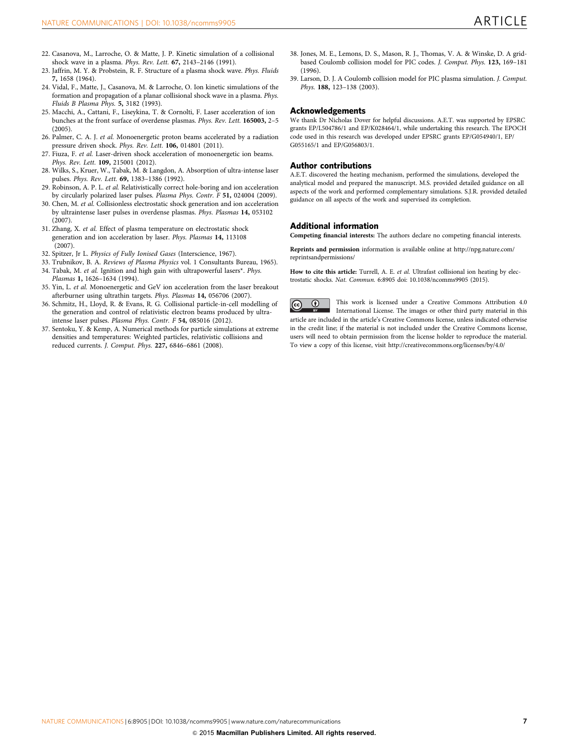22. Casanova, M., Larroche, O. & Matte, J. P. Kinetic simulation of a collisional shock wave in a plasma. *Phys. Rev. Lett.* **67,** 2143–2146 (1991).
23. Jaffrin, M. Y. & Probstein, R. F. Structure of a plasma shock wave. *Phys. Fluids* **7,** 1658 (1964).
24. Vidal, F., Matte, J., Casanova, M. & Larroche, O. Ion kinetic simulations of the formation and propagation of a planar collisional shock wave in a plasma. *Phys. Fluids B Plasma Phys.* **5,** 3182 (1993).
25. Macchi, A., Cattani, F., Liseykina, T. & Cornolti, F. Laser acceleration of ion bunches at the front surface of overdense plasmas. *Phys. Rev. Lett.* **165003,** 2–5 (2005).
26. Palmer, C. A. J. *et al.* Monoenergetic proton beams accelerated by a radiation pressure driven shock. *Phys. Rev. Lett.* **106,** 014801 (2011).
27. Fiuza, F. *et al.* Laser-driven shock acceleration of monoenergetic ion beams. *Phys. Rev. Lett.* **109,** 215001 (2012).
28. Wilks, S., Kruer, W., Tabak, M. & Langdon, A. Absorption of ultra-intense laser pulses. *Phys. Rev. Lett.* **69,** 1383–1386 (1992).
29. Robinson, A. P. L. *et al.* Relativistically correct hole-boring and ion acceleration by circularly polarized laser pulses. *Plasma Phys. Contr. F* **51,** 024004 (2009).
30. Chen, M. *et al.* Collisionless electrostatic shock generation and ion acceleration by ultraintense laser pulses in overdense plasmas. *Phys. Plasmas* **14,** 053102 (2007).
31. Zhang, X. *et al.* Effect of plasma temperature on electrostatic shock generation and ion acceleration by laser. *Phys. Plasmas* **14,** 113108 (2007).
32. Spitzer, Jr L. *Physics of Fully Ionised Gases* (Interscience, 1967).
33. Trubnikov, B. A. *Reviews of Plasma Physics* vol. 1 Consultants Bureau, 1965).
34. Tabak, M. *et al.* Ignition and high gain with ultrapowerful lasers*. *Phys. Plasmas* **1,** 1626–1634 (1994).
35. Yin, L. *et al.* Monoenergetic and GeV ion acceleration from the laser breakout afterburner using ultrathin targets. *Phys. Plasmas* **14,** 056706 (2007).
36. Schmitz, H., Lloyd, R. & Evans, R. G. Collisional particle-in-cell modelling of the generation and control of relativistic electron beams produced by ultra-intense laser pulses. *Plasma Phys. Contr. F* **54,** 085016 (2012).
37. Sentoku, Y. & Kemp, A. Numerical methods for particle simulations at extreme densities and temperatures: Weighted particles, relativistic collisions and reduced currents. *J. Comput. Phys.* **227,** 6846–6861 (2008).
38. Jones, M. E., Lemons, D. S., Mason, R. J., Thomas, V. A. & Winske, D. A grid-based Coulomb collision model for PIC codes. *J. Comput. Phys.* **123,** 169–181 (1996).
39. Larson, D. J. A Coulomb collision model for PIC plasma simulation. *J. Comput. Phys.* **188,** 123–138 (2003).

## Acknowledgements

We thank Dr Nicholas Dover for helpful discussions. A.E.T. was supported by EPSRC grants EP/L504786/1 and EP/K028464/1, while undertaking this research. The EPOCH code used in this research was developed under EPSRC grants EP/G054940/1, EP/G055165/1 and EP/G056803/1.

## Author contributions

A.E.T. discovered the heating mechanism, performed the simulations, developed the analytical model and prepared the manuscript. M.S. provided detailed guidance on all aspects of the work and performed complementary simulations. S.J.R. provided detailed guidance on all aspects of the work and supervised its completion.

## Additional information

**Competing financial interests:** The authors declare no competing financial interests.

**Reprints and permission** information is available online at http://npg.nature.com/reprintsandpermissions/

**How to cite this article:** Turrell, A. E. *et al.* Ultrafast collisional ion heating by electrostatic shocks. *Nat. Commun.* 6:8905 doi: 10.1038/ncomms9905 (2015).

This work is licensed under a Creative Commons Attribution 4.0 International License. The images or other third party material in this article are included in the article's Creative Commons license, unless indicated otherwise in the credit line; if the material is not included under the Creative Commons license, users will need to obtain permission from the license holder to reproduce the material. To view a copy of this license, visit http://creativecommons.org/licenses/by/4.0/